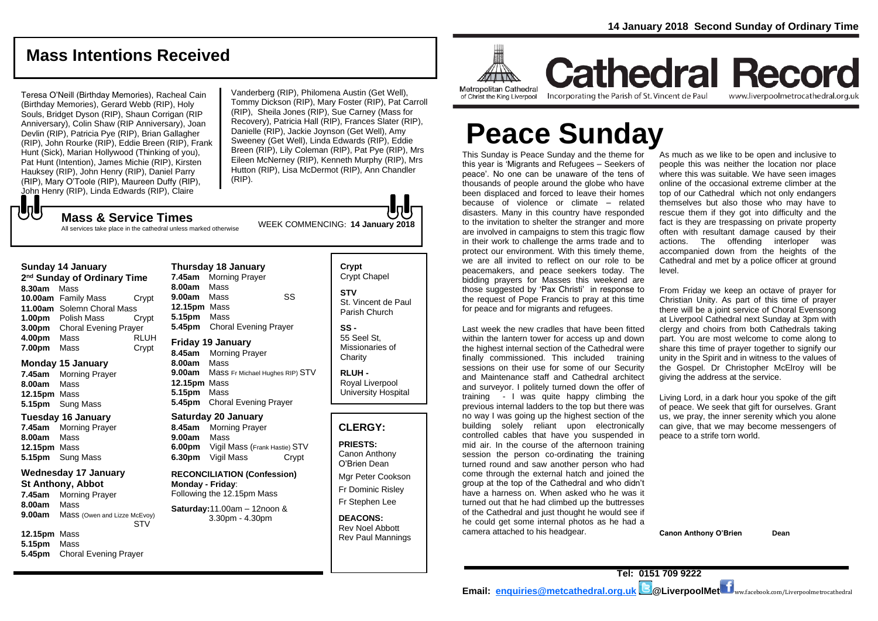14 January 2018 Second Sunday of Ordinary Time

## Mass Intentions Received

Teresa O'Neill (Birthday Memories), Racheal Cain (Birthday Memories), Gerard Webb (RIP), Holy Souls, Bridget Dyson (RIP), Shaun Corrigan (RIP Anniversary), Colin Shaw (RIP Anniversary), Joan Devlin (RIP), Patricia Pye (RIP), Brian Gallagher (RIP), John Rourke (RIP), Eddie Breen (RIP), Frank Hunt (Sick), Marian Hollywood (Thinking of you), Pat Hunt (Intention), James Michie (RIP), Kirsten Hauksey (RIP), John Henry (RIP), Daniel Parry (RIP), Mary O'Toole (RIP), Maureen Duffy (RIP), John Henry (RIP), Linda Edwards (RIP), Claire Vanderberg (RIP), Philomena Austin (Get Well), Tommy Dickson (RIP), Mary Foster (RIP), Pat Carroll (RIP), Sheila Jones (RIP), Sue Carney (Mass for Recovery), Patricia Hall (RIP), Frances Slater (RIP), Danielle (RIP), Jackie Joynson (Get Well), Amy Sweeney (Get Well), Linda Edwards (RIP), Eddie Breen (RIP), Lily Coleman (RIP), Pat Pye (RIP), Mrs Eileen McNerney (RIP), Kenneth Murphy (RIP), Mrs Hutton (RIP), Lisa McDermot (RIP), Ann Chandler (RIP).

## Mass & Service Times

All services take place in the cathedral unless marked otherwise

WEEK COMMENCING: **14 January 2018**

**Sunday 14 January**
**2nd Sunday of Ordinary Time**
**8.30am** Mass
**10.00am** Family Mass — Crypt
**11.00am** Solemn Choral Mass
**1.00pm** Polish Mass — Crypt
**3.00pm** Choral Evening Prayer
**4.00pm** Mass — RLUH
**7.00pm** Mass — Crypt

**Monday 15 January**
**7.45am** Morning Prayer
**8.00am** Mass
**12.15pm** Mass
**5.15pm** Sung Mass

**Tuesday 16 January**
**7.45am** Morning Prayer
**8.00am** Mass
**12.15pm** Mass
**5.15pm** Sung Mass

**Wednesday 17 January**
**St Anthony, Abbot**
**7.45am** Morning Prayer
**8.00am** Mass
**9.00am** Mass (Owen and Lizze McEvoy) STV
**12.15pm** Mass
**5.15pm** Mass
**5.45pm** Choral Evening Prayer

**Thursday 18 January**
**7.45am** Morning Prayer
**8.00am** Mass
**9.00am** Mass — SS
**12.15pm** Mass
**5.15pm** Mass
**5.45pm** Choral Evening Prayer

**Friday 19 January**
**8.45am** Morning Prayer
**8.00am** Mass
**9.00am** Mass Fr Michael Hughes RIP) STV
**12.15pm** Mass
**5.15pm** Mass
**5.45pm** Choral Evening Prayer

**Saturday 20 January**
**8.45am** Morning Prayer
**9.00am** Mass
**6.00pm** Vigil Mass (Frank Hastie) STV
**6.30pm** Vigil Mass — Crypt

**RECONCILIATION (Confession)**
**Monday - Friday**: Following the 12.15pm Mass

**Saturday:** 11.00am – 12noon & 3.30pm - 4.30pm

**Crypt** Crypt Chapel

**STV** St. Vincent de Paul Parish Church

**SS -** 55 Seel St, Missionaries of Charity

**RLUH -** Royal Liverpool University Hospital

### CLERGY:

**PRIESTS:**
Canon Anthony O'Brien Dean
Mgr Peter Cookson
Fr Dominic Risley
Fr Stephen Lee

**DEACONS:**
Rev Noel Abbott
Rev Paul Mannings

Metropolitan Cathedral of Christ the King Liverpool

# Cathedral Record

Incorporating the Parish of St. Vincent de Paul — www.liverpoolmetrocathedral.org.uk

# Peace Sunday

This Sunday is Peace Sunday and the theme for this year is 'Migrants and Refugees – Seekers of peace'. No one can be unaware of the tens of thousands of people around the globe who have been displaced and forced to leave their homes because of violence or climate – related disasters. Many in this country have responded to the invitation to shelter the stranger and more are involved in campaigns to stem this tragic flow in their work to challenge the arms trade and to protect our environment. With this timely theme, we are all invited to reflect on our role to be peacemakers, and peace seekers today. The bidding prayers for Masses this weekend are those suggested by 'Pax Christi' in response to the request of Pope Francis to pray at this time for peace and for migrants and refugees.

Last week the new cradles that have been fitted within the lantern tower for access up and down the highest internal section of the Cathedral were finally commissioned. This included training sessions on their use for some of our Security and Maintenance staff and Cathedral architect and surveyor. I politely turned down the offer of training - I was quite happy climbing the previous internal ladders to the top but there was no way I was going up the highest section of the building solely reliant upon electronically controlled cables that have you suspended in mid air. In the course of the afternoon training session the person co-ordinating the training turned round and saw another person who had come through the external hatch and joined the group at the top of the Cathedral and who didn't have a harness on. When asked who he was it turned out that he had climbed up the buttresses of the Cathedral and just thought he would see if he could get some internal photos as he had a camera attached to his headgear.

As much as we like to be open and inclusive to people this was neither the location nor place where this was suitable. We have seen images online of the occasional extreme climber at the top of our Cathedral which not only endangers themselves but also those who may have to rescue them if they got into difficulty and the fact is they are trespassing on private property often with resultant damage caused by their actions. The offending interloper was accompanied down from the heights of the Cathedral and met by a police officer at ground level.

From Friday we keep an octave of prayer for Christian Unity. As part of this time of prayer there will be a joint service of Choral Evensong at Liverpool Cathedral next Sunday at 3pm with clergy and choirs from both Cathedrals taking part. You are most welcome to come along to share this time of prayer together to signify our unity in the Spirit and in witness to the values of the Gospel. Dr Christopher McElroy will be giving the address at the service.

Living Lord, in a dark hour you spoke of the gift of peace. We seek that gift for ourselves. Grant us, we pray, the inner serenity which you alone can give, that we may become messengers of peace to a strife torn world.

**Canon Anthony O'Brien Dean**

**Tel: 0151 709 9222**
**Email: enquiries@metcathedral.org.uk @LiverpoolMet** ww.facebook.com/Liverpoolmetrocathedral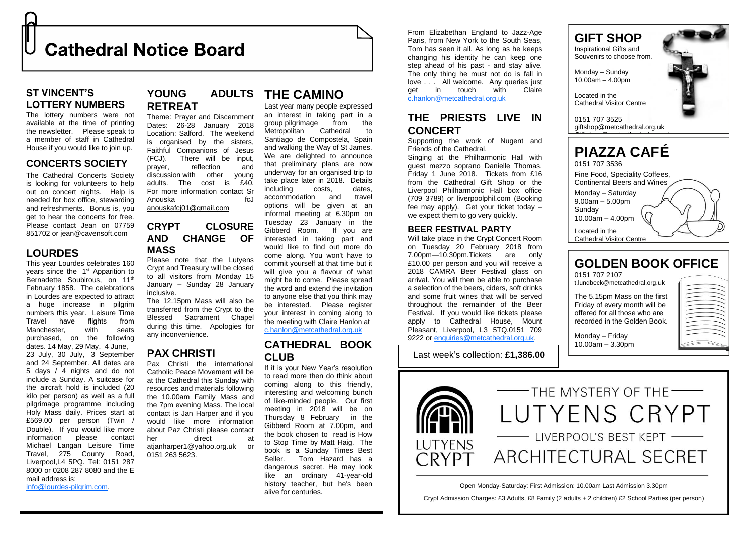# Cathedral Notice Board

## ST VINCENT'S LOTTERY NUMBERS

The lottery numbers were not available at the time of printing the newsletter. Please speak to a member of staff in Cathedral House if you would like to join up.

## CONCERTS SOCIETY

The Cathedral Concerts Society is looking for volunteers to help out on concert nights. Help is needed for box office, stewarding and refreshments. Bonus is, you get to hear the concerts for free. Please contact Jean on 07759 851702 or jean@cavensoft.com

## LOURDES

This year Lourdes celebrates 160 years since the 1st Apparition to Bernadette Soubirous, on 11th February 1858. The celebrations in Lourdes are expected to attract a huge increase in pilgrim numbers this year. Leisure Time Travel have flights from Manchester, with seats purchased, on the following dates. 14 May, 29 May, 4 June, 23 July, 30 July, 3 September and 24 September. All dates are 5 days / 4 nights and do not include a Sunday. A suitcase for the aircraft hold is included (20 kilo per person) as well as a full pilgrimage programme including Holy Mass daily. Prices start at £569.00 per person (Twin / Double). If you would like more information please contact Michael Langan Leisure Time Travel, 275 County Road, Liverpool,L4 5PQ. Tel: 0151 287 8000 or 0208 287 8080 and the E mail address is: info@lourdes-pilgrim.com.

## YOUNG ADULTS RETREAT

Theme: Prayer and Discernment Dates: 26-28 January 2018 Location: Salford. The weekend is organised by the sisters, Faithful Companions of Jesus (FCJ). There will be input, prayer, reflection and discussion with other young adults. The cost is £40. For more information contact Sr Anouska fcJ anouskafcj01@gmail.com

## CRYPT CLOSURE AND CHANGE OF MASS

Please note that the Lutyens Crypt and Treasury will be closed to all visitors from Monday 15 January – Sunday 28 January inclusive.

The 12.15pm Mass will also be transferred from the Crypt to the Blessed Sacrament Chapel during this time. Apologies for any inconvenience.

## PAX CHRISTI

Pax Christi the international Catholic Peace Movement will be at the Cathedral this Sunday with resources and materials following the 10.00am Family Mass and the 7pm evening Mass. The local contact is Jan Harper and if you would like more information about Paz Christi please contact her direct at atjanharper1@yahoo.org.uk or 0151 263 5623.

## THE CAMINO

Last year many people expressed an interest in taking part in a group pilgrimage from the Metropolitan Cathedral to Santiago de Compostela, Spain and walking the Way of St James. We are delighted to announce that preliminary plans are now underway for an organised trip to take place later in 2018. Details including costs, dates, accommodation and travel options will be given at an informal meeting at 6.30pm on Tuesday 23 January in the Gibberd Room. If you are interested in taking part and would like to find out more do come along. You won't have to commit yourself at that time but it will give you a flavour of what might be to come. Please spread the word and extend the invitation to anyone else that you think may be interested. Please register your interest in coming along to the meeting with Claire Hanlon at c.hanlon@metcathedral.org.uk

## CATHEDRAL BOOK CLUB

If it is your New Year's resolution to read more then do think about coming along to this friendly, interesting and welcoming bunch of like-minded people. Our first meeting in 2018 will be on Thursday 8 February in the Gibberd Room at 7.00pm, and the book chosen to read is How to Stop Time by Matt Haig. The book is a Sunday Times Best Seller. Tom Hazard has a dangerous secret. He may look like an ordinary 41-year-old history teacher, but he's been alive for centuries. From Elizabethan England to Jazz-Age Paris, from New York to the South Seas, Tom has seen it all. As long as he keeps changing his identity he can keep one step ahead of his past - and stay alive. The only thing he must not do is fall in love . . . All welcome. Any queries just get in touch with Claire c.hanlon@metcathedral.org.uk

## THE PRIESTS LIVE IN CONCERT

Supporting the work of Nugent and Friends of the Cathedral.

Singing at the Philharmonic Hall with guest mezzo soprano Danielle Thomas. Friday 1 June 2018. Tickets from £16 from the Cathedral Gift Shop or the Liverpool Philharmonic Hall box office (709 3789) or liverpoolphil.com (Booking fee may apply). Get your ticket today – we expect them to go very quickly.

### BEER FESTIVAL PARTY

Will take place in the Crypt Concert Room on Tuesday 20 February 2018 from 7.00pm—10.30pm.Tickets are only £10.00 per person and you will receive a 2018 CAMRA Beer Festival glass on arrival. You will then be able to purchase a selection of the beers, ciders, soft drinks and some fruit wines that will be served throughout the remainder of the Beer Festival. If you would like tickets please apply to Cathedral House, Mount Pleasant, Liverpool, L3 5TQ.0151 709 9222 or enquiries@metcathedral.org.uk.

Last week's collection: **£1,386.00**

## GIFT SHOP

Inspirational Gifts and Souvenirs to choose from.

Monday – Sunday
10.00am – 4.00pm

Located in the Cathedral Visitor Centre

0151 707 3525
giftshop@metcathedral.org.uk

## PIAZZA CAFÉ

0151 707 3536

Fine Food, Speciality Coffees, Continental Beers and Wines

Monday – Saturday
9.00am – 5.00pm
Sunday
10.00am – 4.00pm

Located in the Cathedral Visitor Centre

## GOLDEN BOOK OFFICE

0151 707 2107
t.lundbeck@metcathedral.org.uk

The 5.15pm Mass on the first Friday of every month will be offered for all those who are recorded in the Golden Book.

Monday – Friday
10.00am – 3.30pm

LUTYENS CRYPT

THE MYSTERY OF THE LUTYENS CRYPT — LIVERPOOL'S BEST KEPT ARCHITECTURAL SECRET

Open Monday-Saturday: First Admission: 10.00am Last Admission 3.30pm

Crypt Admission Charges: £3 Adults, £8 Family (2 adults + 2 children) £2 School Parties (per person)